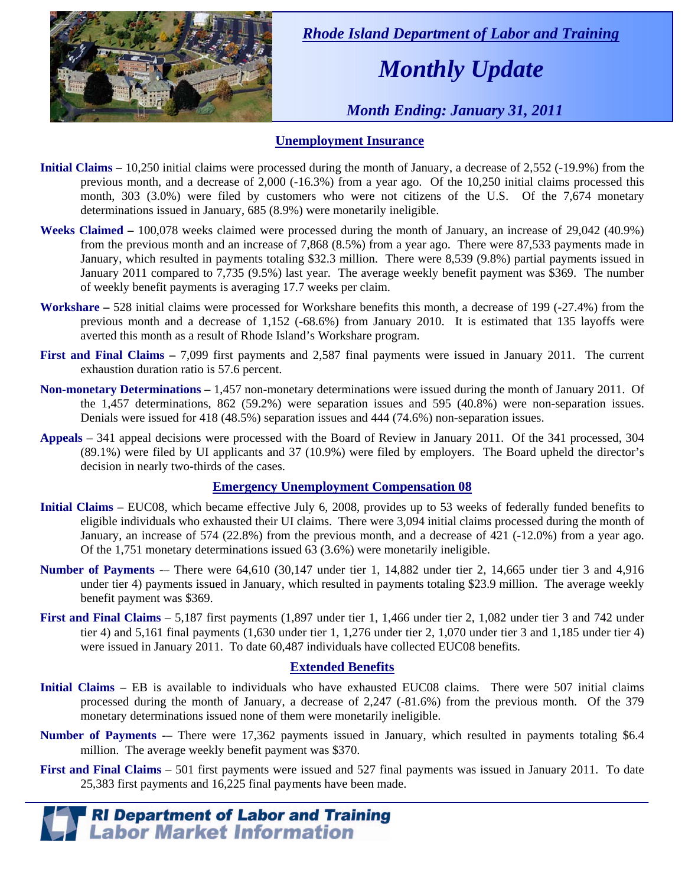*Rhode Island Department of Labor and Training*

# *Monthly Update*

*Month Ending: January 31, 2011*

## Unemployment Insurance

**Initial Claims –** 10,250 initial claims were processed during the month of January, a decrease of 2,552 (-19.9%) from the previous month, and a decrease of 2,000 (-16.3%) from a year ago. Of the 10,250 initial claims processed this month, 303 (3.0%) were filed by customers who were not citizens of the U.S. Of the 7,674 monetary determinations issued in January, 685 (8.9%) were monetarily ineligible.

**Weeks Claimed –** 100,078 weeks claimed were processed during the month of January, an increase of 29,042 (40.9%) from the previous month and an increase of 7,868 (8.5%) from a year ago. There were 87,533 payments made in January, which resulted in payments totaling $32.3 million. There were 8,539 (9.8%) partial payments issued in January 2011 compared to 7,735 (9.5%) last year. The average weekly benefit payment was $369. The number of weekly benefit payments is averaging 17.7 weeks per claim.

**Workshare –** 528 initial claims were processed for Workshare benefits this month, a decrease of 199 (-27.4%) from the previous month and a decrease of 1,152 (-68.6%) from January 2010. It is estimated that 135 layoffs were averted this month as a result of Rhode Island's Workshare program.

**First and Final Claims –** 7,099 first payments and 2,587 final payments were issued in January 2011. The current exhaustion duration ratio is 57.6 percent.

**Non-monetary Determinations –** 1,457 non-monetary determinations were issued during the month of January 2011. Of the 1,457 determinations, 862 (59.2%) were separation issues and 595 (40.8%) were non-separation issues. Denials were issued for 418 (48.5%) separation issues and 444 (74.6%) non-separation issues.

**Appeals** – 341 appeal decisions were processed with the Board of Review in January 2011. Of the 341 processed, 304 (89.1%) were filed by UI applicants and 37 (10.9%) were filed by employers. The Board upheld the director's decision in nearly two-thirds of the cases.

## Emergency Unemployment Compensation 08

**Initial Claims** – EUC08, which became effective July 6, 2008, provides up to 53 weeks of federally funded benefits to eligible individuals who exhausted their UI claims. There were 3,094 initial claims processed during the month of January, an increase of 574 (22.8%) from the previous month, and a decrease of 421 (-12.0%) from a year ago. Of the 1,751 monetary determinations issued 63 (3.6%) were monetarily ineligible.

**Number of Payments** -– There were 64,610 (30,147 under tier 1, 14,882 under tier 2, 14,665 under tier 3 and 4,916 under tier 4) payments issued in January, which resulted in payments totaling $23.9 million. The average weekly benefit payment was $369.

**First and Final Claims** – 5,187 first payments (1,897 under tier 1, 1,466 under tier 2, 1,082 under tier 3 and 742 under tier 4) and 5,161 final payments (1,630 under tier 1, 1,276 under tier 2, 1,070 under tier 3 and 1,185 under tier 4) were issued in January 2011. To date 60,487 individuals have collected EUC08 benefits.

## Extended Benefits

**Initial Claims** – EB is available to individuals who have exhausted EUC08 claims. There were 507 initial claims processed during the month of January, a decrease of 2,247 (-81.6%) from the previous month. Of the 379 monetary determinations issued none of them were monetarily ineligible.

**Number of Payments** -– There were 17,362 payments issued in January, which resulted in payments totaling $6.4 million. The average weekly benefit payment was $370.

**First and Final Claims** – 501 first payments were issued and 527 final payments was issued in January 2011. To date 25,383 first payments and 16,225 final payments have been made.

**RI Department of Labor and Training**
**Labor Market Information**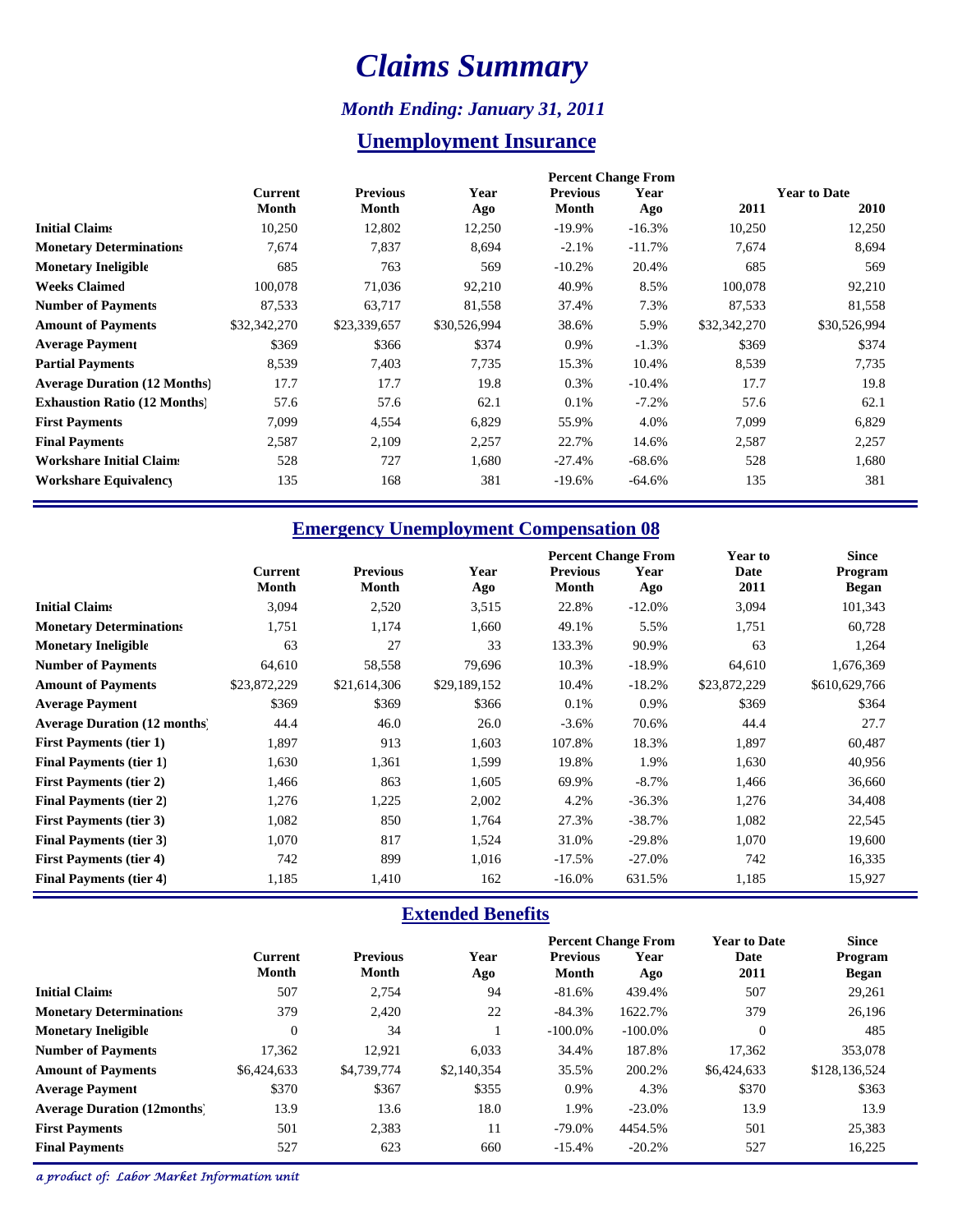# Claims Summary

### *Month Ending: January 31, 2011*

## Unemployment Insurance

| | Current Month | Previous Month | Year Ago | Percent Change From Previous Month | Percent Change From Year Ago | Year to Date 2011 | Year to Date 2010 |
|---|---|---|---|---|---|---|---|
| **Initial Claims** | 10,250 | 12,802 | 12,250 | -19.9% | -16.3% | 10,250 | 12,250 |
| **Monetary Determinations** | 7,674 | 7,837 | 8,694 | -2.1% | -11.7% | 7,674 | 8,694 |
| **Monetary Ineligible** | 685 | 763 | 569 | -10.2% | 20.4% | 685 | 569 |
| **Weeks Claimed** | 100,078 | 71,036 | 92,210 | 40.9% | 8.5% | 100,078 | 92,210 |
| **Number of Payments** | 87,533 | 63,717 | 81,558 | 37.4% | 7.3% | 87,533 | 81,558 |
| **Amount of Payments** | $32,342,270 | $23,339,657 | $30,526,994 | 38.6% | 5.9% | $32,342,270 | $30,526,994 |
| **Average Payment** | $369 | $366 | $374 | 0.9% | -1.3% | $369 | $374 |
| **Partial Payments** | 8,539 | 7,403 | 7,735 | 15.3% | 10.4% | 8,539 | 7,735 |
| **Average Duration (12 Months)** | 17.7 | 17.7 | 19.8 | 0.3% | -10.4% | 17.7 | 19.8 |
| **Exhaustion Ratio (12 Months)** | 57.6 | 57.6 | 62.1 | 0.1% | -7.2% | 57.6 | 62.1 |
| **First Payments** | 7,099 | 4,554 | 6,829 | 55.9% | 4.0% | 7,099 | 6,829 |
| **Final Payments** | 2,587 | 2,109 | 2,257 | 22.7% | 14.6% | 2,587 | 2,257 |
| **Workshare Initial Claims** | 528 | 727 | 1,680 | -27.4% | -68.6% | 528 | 1,680 |
| **Workshare Equivalency** | 135 | 168 | 381 | -19.6% | -64.6% | 135 | 381 |

## Emergency Unemployment Compensation 08

| | Current Month | Previous Month | Year Ago | Percent Change From Previous Month | Percent Change From Year Ago | Year to Date 2011 | Since Program Began |
|---|---|---|---|---|---|---|---|
| **Initial Claims** | 3,094 | 2,520 | 3,515 | 22.8% | -12.0% | 3,094 | 101,343 |
| **Monetary Determinations** | 1,751 | 1,174 | 1,660 | 49.1% | 5.5% | 1,751 | 60,728 |
| **Monetary Ineligible** | 63 | 27 | 33 | 133.3% | 90.9% | 63 | 1,264 |
| **Number of Payments** | 64,610 | 58,558 | 79,696 | 10.3% | -18.9% | 64,610 | 1,676,369 |
| **Amount of Payments** | $23,872,229 | $21,614,306 | $29,189,152 | 10.4% | -18.2% | $23,872,229 | $610,629,766 |
| **Average Payment** | $369 | $369 | $366 | 0.1% | 0.9% | $369 | $364 |
| **Average Duration (12 months)** | 44.4 | 46.0 | 26.0 | -3.6% | 70.6% | 44.4 | 27.7 |
| **First Payments (tier 1)** | 1,897 | 913 | 1,603 | 107.8% | 18.3% | 1,897 | 60,487 |
| **Final Payments (tier 1)** | 1,630 | 1,361 | 1,599 | 19.8% | 1.9% | 1,630 | 40,956 |
| **First Payments (tier 2)** | 1,466 | 863 | 1,605 | 69.9% | -8.7% | 1,466 | 36,660 |
| **Final Payments (tier 2)** | 1,276 | 1,225 | 2,002 | 4.2% | -36.3% | 1,276 | 34,408 |
| **First Payments (tier 3)** | 1,082 | 850 | 1,764 | 27.3% | -38.7% | 1,082 | 22,545 |
| **Final Payments (tier 3)** | 1,070 | 817 | 1,524 | 31.0% | -29.8% | 1,070 | 19,600 |
| **First Payments (tier 4)** | 742 | 899 | 1,016 | -17.5% | -27.0% | 742 | 16,335 |
| **Final Payments (tier 4)** | 1,185 | 1,410 | 162 | -16.0% | 631.5% | 1,185 | 15,927 |

## Extended Benefits

| | Current Month | Previous Month | Year Ago | Percent Change From Previous Month | Percent Change From Year Ago | Year to Date 2011 | Since Program Began |
|---|---|---|---|---|---|---|---|
| **Initial Claims** | 507 | 2,754 | 94 | -81.6% | 439.4% | 507 | 29,261 |
| **Monetary Determinations** | 379 | 2,420 | 22 | -84.3% | 1622.7% | 379 | 26,196 |
| **Monetary Ineligible** | 0 | 34 | 1 | -100.0% | -100.0% | 0 | 485 |
| **Number of Payments** | 17,362 | 12,921 | 6,033 | 34.4% | 187.8% | 17,362 | 353,078 |
| **Amount of Payments** | $6,424,633 | $4,739,774 | $2,140,354 | 35.5% | 200.2% | $6,424,633 | $128,136,524 |
| **Average Payment** | $370 | $367 | $355 | 0.9% | 4.3% | $370 | $363 |
| **Average Duration (12months)** | 13.9 | 13.6 | 18.0 | 1.9% | -23.0% | 13.9 | 13.9 |
| **First Payments** | 501 | 2,383 | 11 | -79.0% | 4454.5% | 501 | 25,383 |
| **Final Payments** | 527 | 623 | 660 | -15.4% | -20.2% | 527 | 16,225 |

*a product of: Labor Market Information unit*